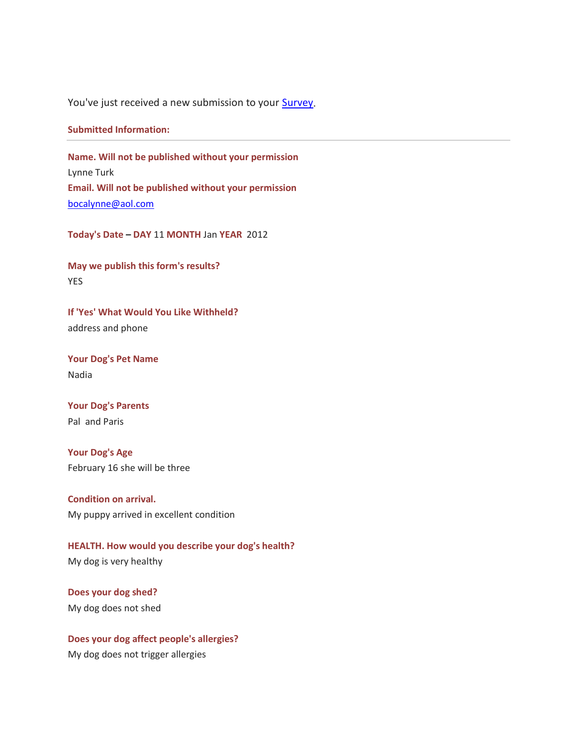You've just received a new submission to your Survey.

**Submitted Information:**

---

**Name. Will not be published without your permission**
Lynne Turk

**Email. Will not be published without your permission**
bocalynne@aol.com

**Today's Date – DAY** 11 **MONTH** Jan **YEAR** 2012

**May we publish this form's results?**
YES

**If 'Yes' What Would You Like Withheld?**
address and phone

**Your Dog's Pet Name**
Nadia

**Your Dog's Parents**
Pal and Paris

**Your Dog's Age**
February 16 she will be three

**Condition on arrival.**
My puppy arrived in excellent condition

**HEALTH. How would you describe your dog's health?**
My dog is very healthy

**Does your dog shed?**
My dog does not shed

**Does your dog affect people's allergies?**
My dog does not trigger allergies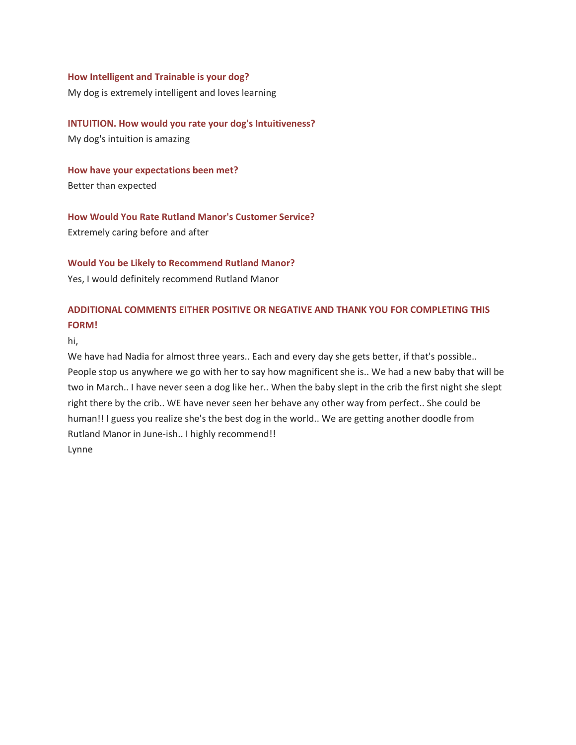**How Intelligent and Trainable is your dog?**

My dog is extremely intelligent and loves learning

**INTUITION. How would you rate your dog's Intuitiveness?**

My dog's intuition is amazing

**How have your expectations been met?**

Better than expected

**How Would You Rate Rutland Manor's Customer Service?**

Extremely caring before and after

**Would You be Likely to Recommend Rutland Manor?**

Yes, I would definitely recommend Rutland Manor

**ADDITIONAL COMMENTS EITHER POSITIVE OR NEGATIVE AND THANK YOU FOR COMPLETING THIS FORM!**

hi,
We have had Nadia for almost three years.. Each and every day she gets better, if that's possible.. People stop us anywhere we go with her to say how magnificent she is.. We had a new baby that will be two in March.. I have never seen a dog like her.. When the baby slept in the crib the first night she slept right there by the crib.. WE have never seen her behave any other way from perfect.. She could be human!! I guess you realize she's the best dog in the world.. We are getting another doodle from Rutland Manor in June-ish.. I highly recommend!!
Lynne